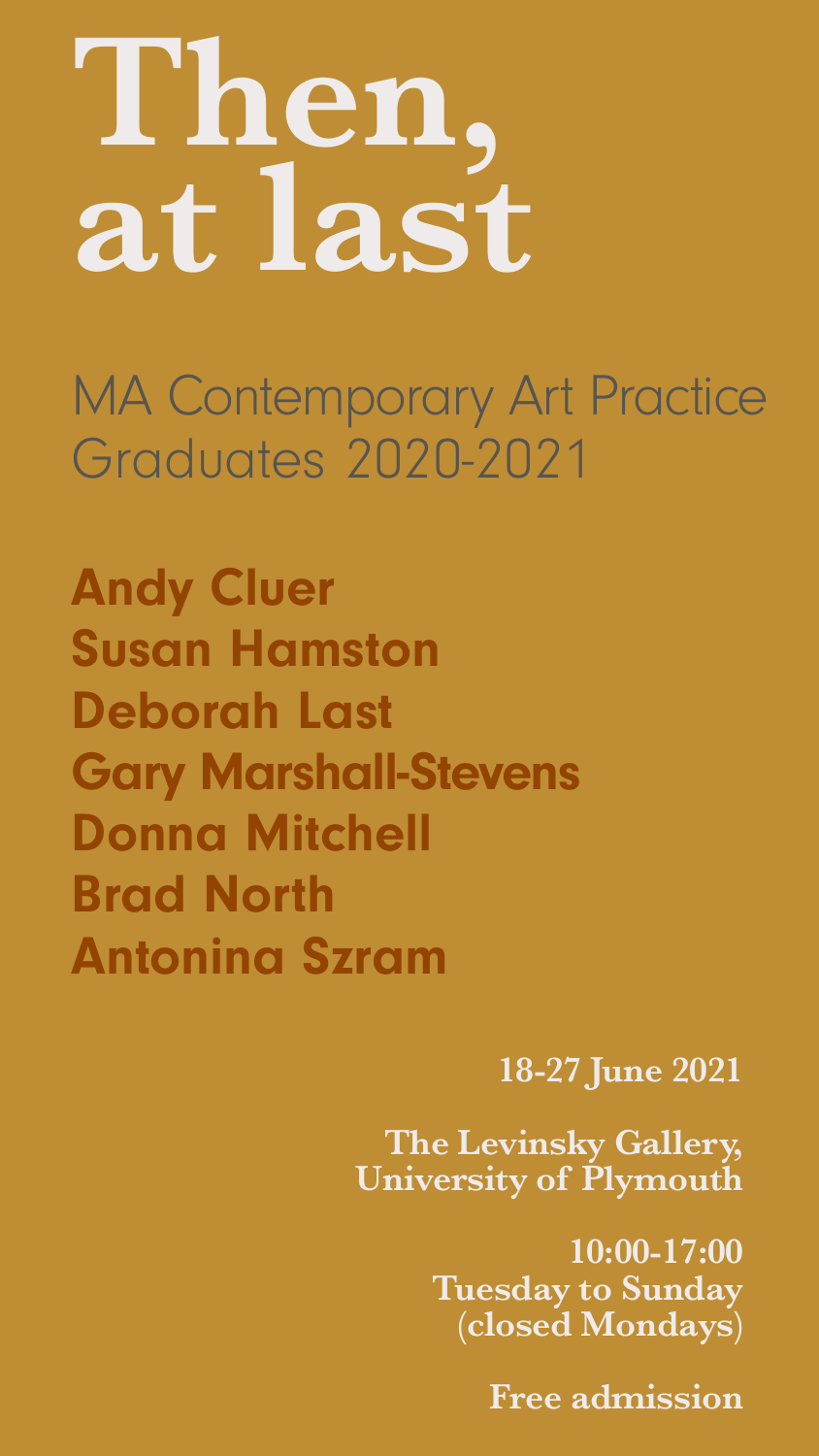# Then, at last

## MA Contemporary Art Practice Graduates 2020-2021

**Andy Cluer**
**Susan Hamston**
**Deborah Last**
**Gary Marshall-Stevens**
**Donna Mitchell**
**Brad North**
**Antonina Szram**

**18-27 June 2021**

**The Levinsky Gallery, University of Plymouth**

**10:00-17:00**
**Tuesday to Sunday**
**(closed Mondays)**

**Free admission**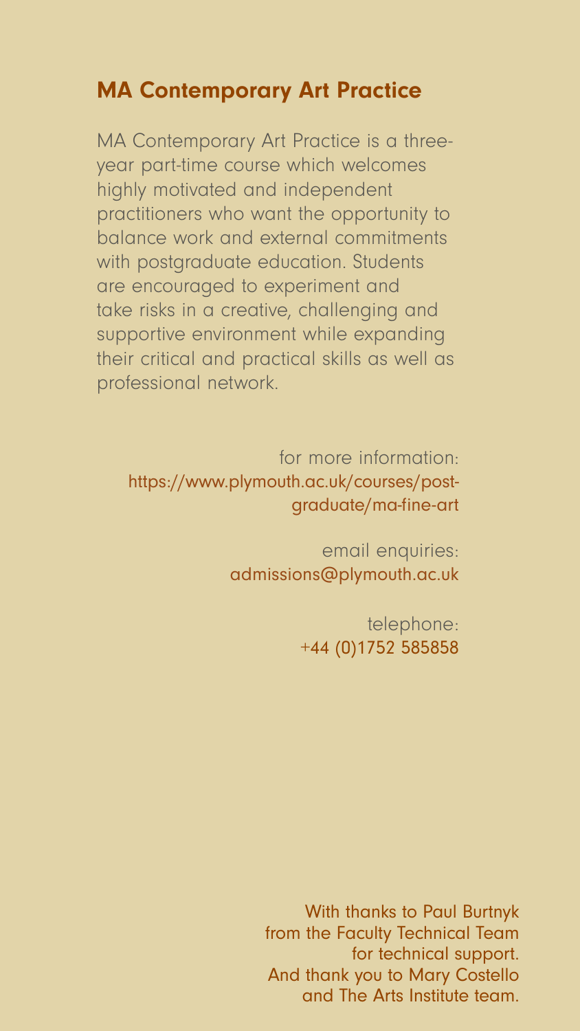## MA Contemporary Art Practice

MA Contemporary Art Practice is a three-year part-time course which welcomes highly motivated and independent practitioners who want the opportunity to balance work and external commitments with postgraduate education. Students are encouraged to experiment and take risks in a creative, challenging and supportive environment while expanding their critical and practical skills as well as professional network.

for more information:
https://www.plymouth.ac.uk/courses/post-graduate/ma-fine-art

email enquiries:
admissions@plymouth.ac.uk

telephone:
+44 (0)1752 585858

With thanks to Paul Burtnyk from the Faculty Technical Team for technical support.
And thank you to Mary Costello and The Arts Institute team.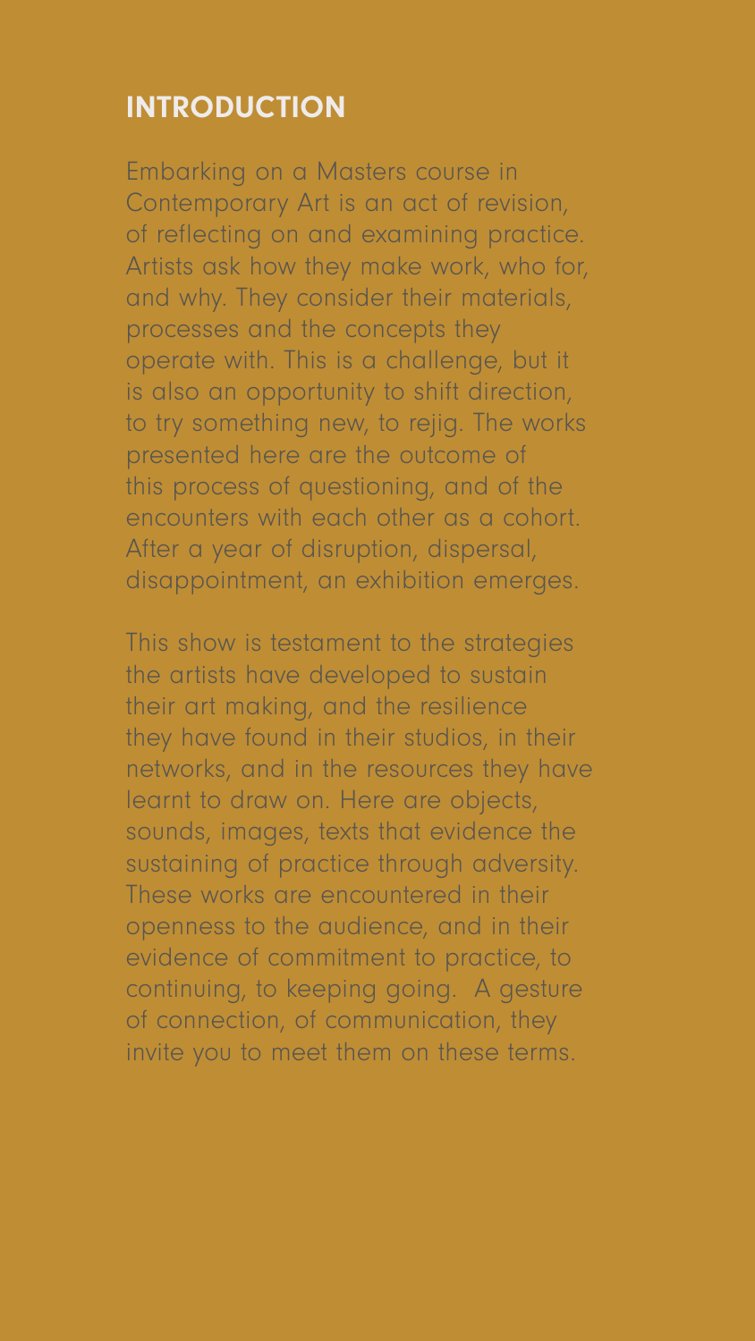## INTRODUCTION

Embarking on a Masters course in Contemporary Art is an act of revision, of reflecting on and examining practice. Artists ask how they make work, who for, and why. They consider their materials, processes and the concepts they operate with. This is a challenge, but it is also an opportunity to shift direction, to try something new, to rejig. The works presented here are the outcome of this process of questioning, and of the encounters with each other as a cohort. After a year of disruption, dispersal, disappointment, an exhibition emerges.

This show is testament to the strategies the artists have developed to sustain their art making, and the resilience they have found in their studios, in their networks, and in the resources they have learnt to draw on. Here are objects, sounds, images, texts that evidence the sustaining of practice through adversity. These works are encountered in their openness to the audience, and in their evidence of commitment to practice, to continuing, to keeping going. A gesture of connection, of communication, they invite you to meet them on these terms.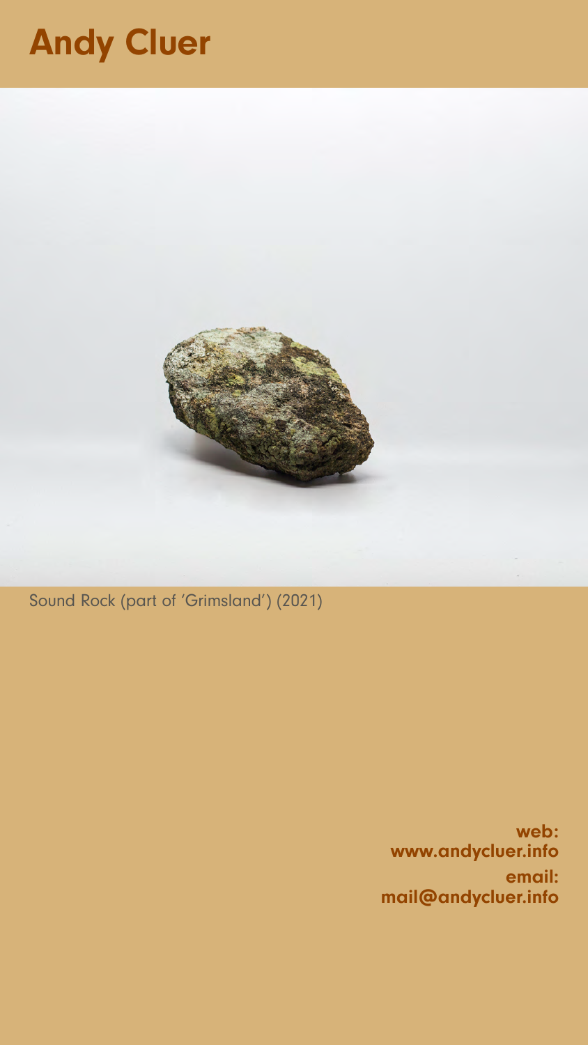# Andy Cluer

Sound Rock (part of 'Grimsland') (2021)

**web:**
**www.andycluer.info**

**email:**
**mail@andycluer.info**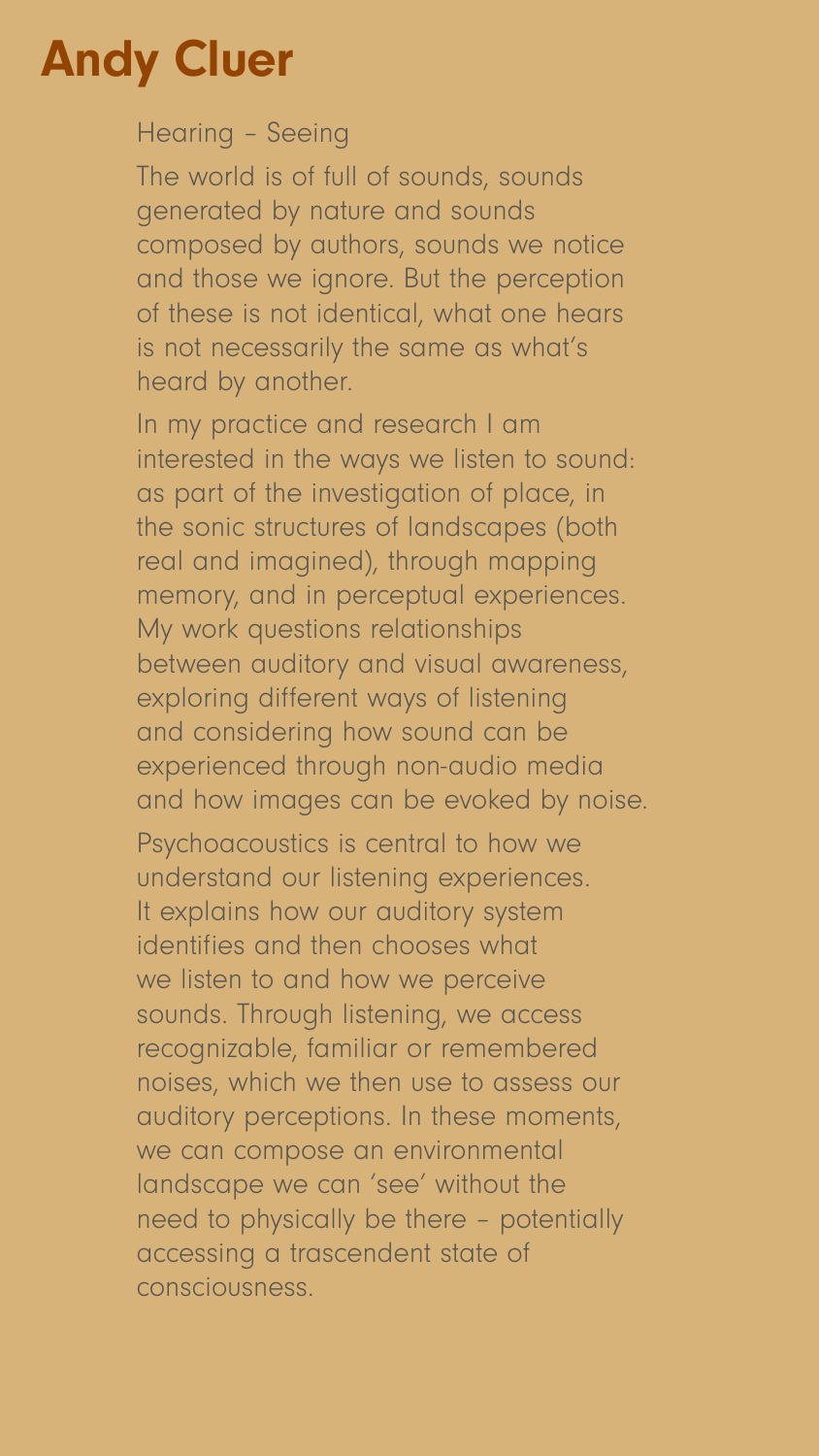# Andy Cluer

Hearing – Seeing

The world is of full of sounds, sounds generated by nature and sounds composed by authors, sounds we notice and those we ignore. But the perception of these is not identical, what one hears is not necessarily the same as what's heard by another.

In my practice and research I am interested in the ways we listen to sound: as part of the investigation of place, in the sonic structures of landscapes (both real and imagined), through mapping memory, and in perceptual experiences. My work questions relationships between auditory and visual awareness, exploring different ways of listening and considering how sound can be experienced through non-audio media and how images can be evoked by noise.

Psychoacoustics is central to how we understand our listening experiences. It explains how our auditory system identifies and then chooses what we listen to and how we perceive sounds. Through listening, we access recognizable, familiar or remembered noises, which we then use to assess our auditory perceptions. In these moments, we can compose an environmental landscape we can 'see' without the need to physically be there – potentially accessing a trascendent state of consciousness.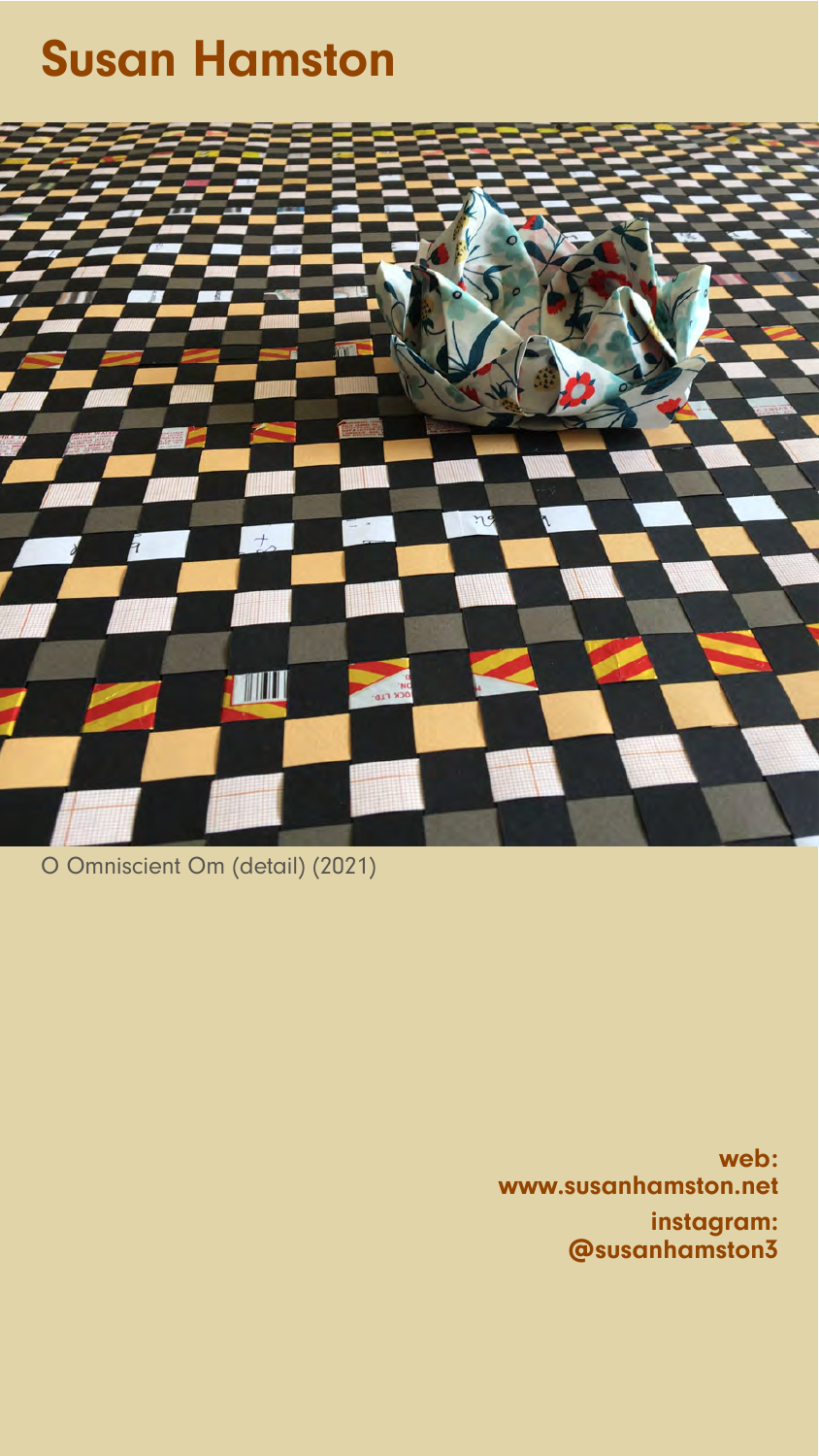# Susan Hamston

O Omniscient Om (detail) (2021)

**web:**
**www.susanhamston.net**

**instagram:**
**@susanhamston3**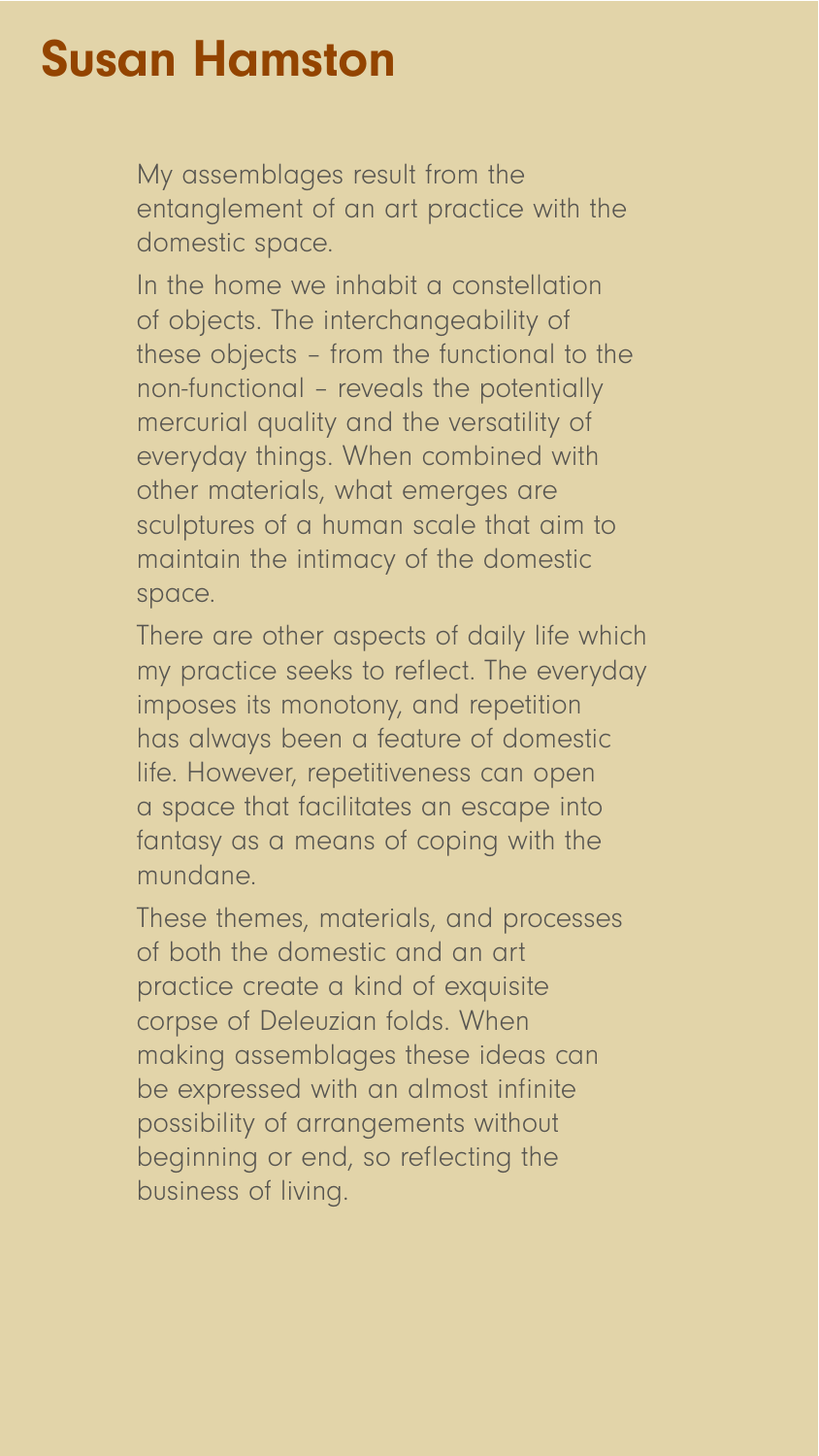# Susan Hamston

My assemblages result from the entanglement of an art practice with the domestic space.

In the home we inhabit a constellation of objects. The interchangeability of these objects – from the functional to the non-functional – reveals the potentially mercurial quality and the versatility of everyday things. When combined with other materials, what emerges are sculptures of a human scale that aim to maintain the intimacy of the domestic space.

There are other aspects of daily life which my practice seeks to reflect. The everyday imposes its monotony, and repetition has always been a feature of domestic life. However, repetitiveness can open a space that facilitates an escape into fantasy as a means of coping with the mundane.

These themes, materials, and processes of both the domestic and an art practice create a kind of exquisite corpse of Deleuzian folds. When making assemblages these ideas can be expressed with an almost infinite possibility of arrangements without beginning or end, so reflecting the business of living.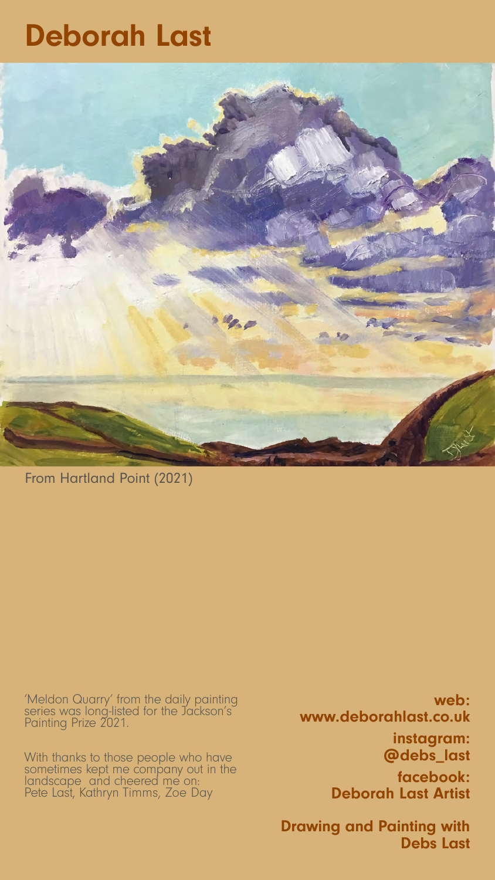# Deborah Last

From Hartland Point (2021)

'Meldon Quarry' from the daily painting series was long-listed for the Jackson's Painting Prize 2021.

With thanks to those people who have sometimes kept me company out in the landscape and cheered me on: Pete Last, Kathryn Timms, Zoe Day

**web:**
**www.deborahlast.co.uk**

**instagram:**
**@debs_last**

**facebook:**
**Deborah Last Artist**

**Drawing and Painting with Debs Last**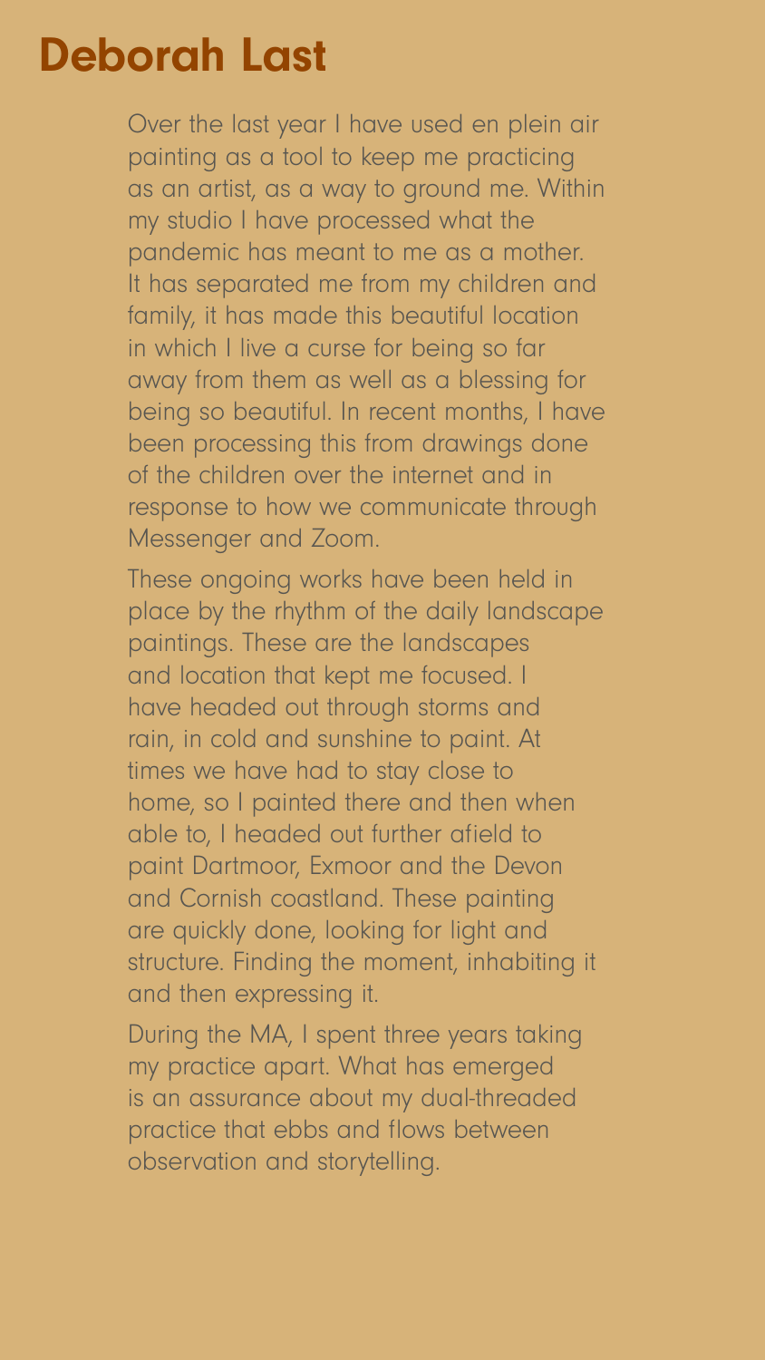# Deborah Last

Over the last year I have used en plein air painting as a tool to keep me practicing as an artist, as a way to ground me. Within my studio I have processed what the pandemic has meant to me as a mother. It has separated me from my children and family, it has made this beautiful location in which I live a curse for being so far away from them as well as a blessing for being so beautiful. In recent months, I have been processing this from drawings done of the children over the internet and in response to how we communicate through Messenger and Zoom.

These ongoing works have been held in place by the rhythm of the daily landscape paintings. These are the landscapes and location that kept me focused. I have headed out through storms and rain, in cold and sunshine to paint. At times we have had to stay close to home, so I painted there and then when able to, I headed out further afield to paint Dartmoor, Exmoor and the Devon and Cornish coastland. These painting are quickly done, looking for light and structure. Finding the moment, inhabiting it and then expressing it.

During the MA, I spent three years taking my practice apart. What has emerged is an assurance about my dual-threaded practice that ebbs and flows between observation and storytelling.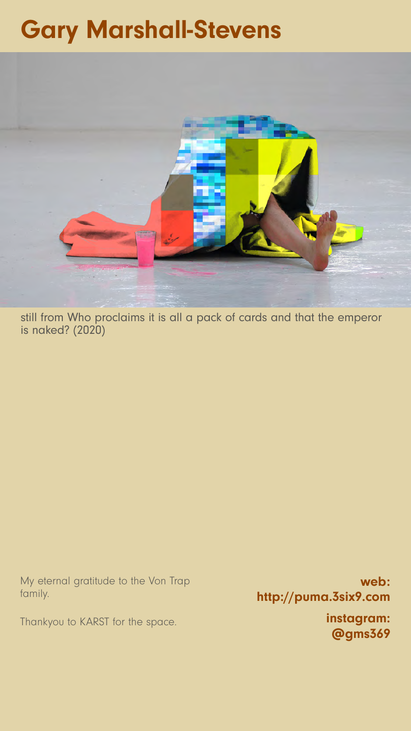# Gary Marshall-Stevens

still from Who proclaims it is all a pack of cards and that the emperor is naked? (2020)

My eternal gratitude to the Von Trap family.

Thankyou to KARST for the space.

**web:**
**http://puma.3six9.com**

**instagram:**
**@gms369**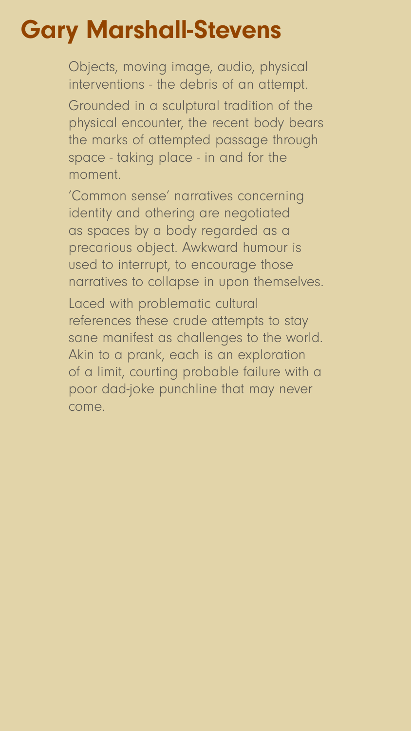# Gary Marshall-Stevens

Objects, moving image, audio, physical interventions - the debris of an attempt.

Grounded in a sculptural tradition of the physical encounter, the recent body bears the marks of attempted passage through space - taking place - in and for the moment.

'Common sense' narratives concerning identity and othering are negotiated as spaces by a body regarded as a precarious object. Awkward humour is used to interrupt, to encourage those narratives to collapse in upon themselves.

Laced with problematic cultural references these crude attempts to stay sane manifest as challenges to the world. Akin to a prank, each is an exploration of a limit, courting probable failure with a poor dad-joke punchline that may never come.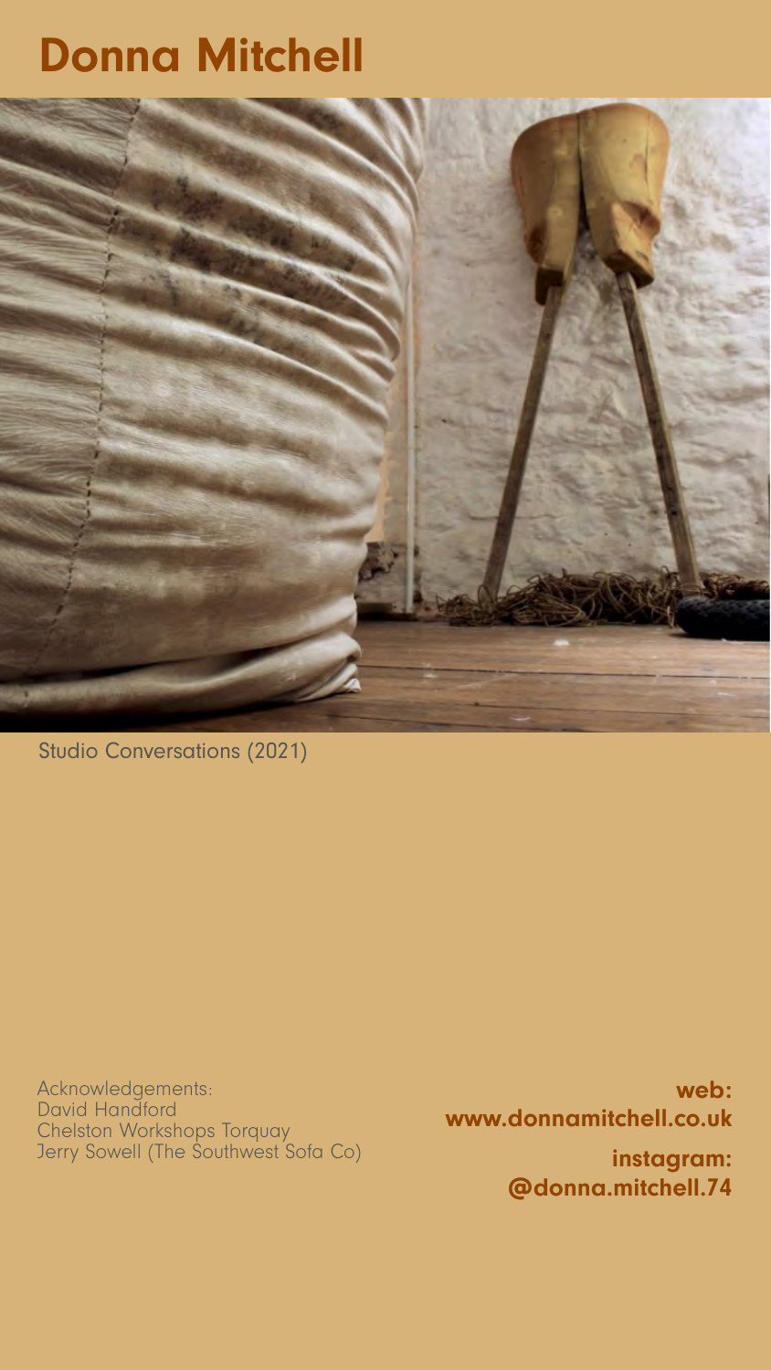# Donna Mitchell

Studio Conversations (2021)

Acknowledgements:
David Handford
Chelston Workshops Torquay
Jerry Sowell (The Southwest Sofa Co)

**web:**
**www.donnamitchell.co.uk**

**instagram:**
**@donna.mitchell.74**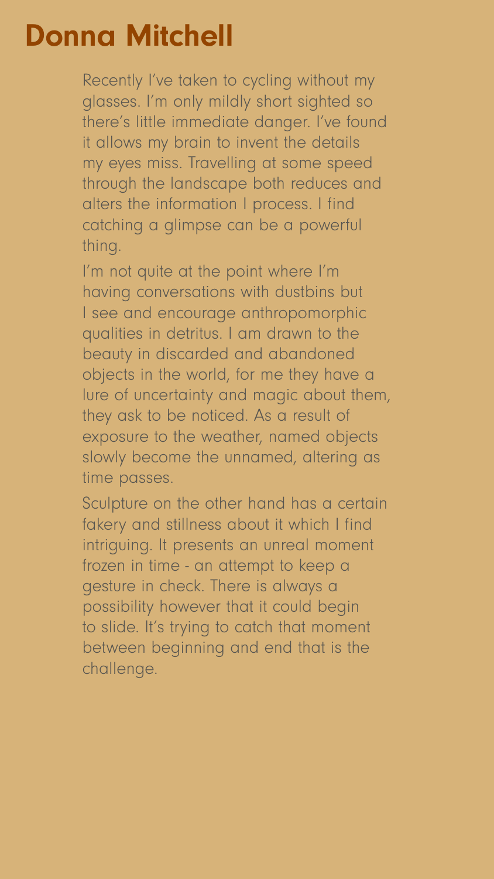# Donna Mitchell

Recently I've taken to cycling without my glasses. I'm only mildly short sighted so there's little immediate danger. I've found it allows my brain to invent the details my eyes miss. Travelling at some speed through the landscape both reduces and alters the information I process. I find catching a glimpse can be a powerful thing.

I'm not quite at the point where I'm having conversations with dustbins but I see and encourage anthropomorphic qualities in detritus. I am drawn to the beauty in discarded and abandoned objects in the world, for me they have a lure of uncertainty and magic about them, they ask to be noticed. As a result of exposure to the weather, named objects slowly become the unnamed, altering as time passes.

Sculpture on the other hand has a certain fakery and stillness about it which I find intriguing. It presents an unreal moment frozen in time - an attempt to keep a gesture in check. There is always a possibility however that it could begin to slide. It's trying to catch that moment between beginning and end that is the challenge.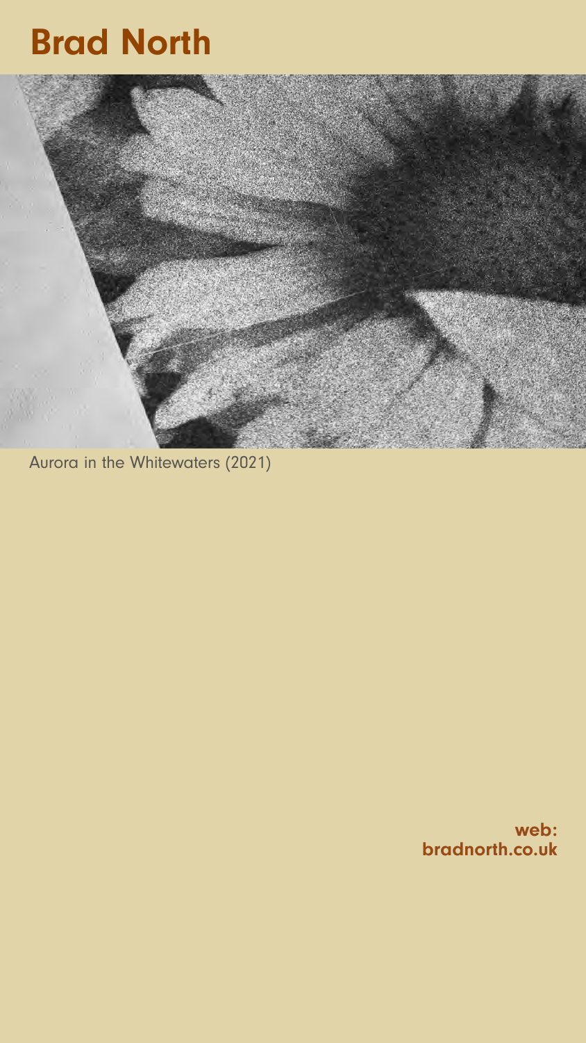# Brad North

Aurora in the Whitewaters (2021)

**web:**
**bradnorth.co.uk**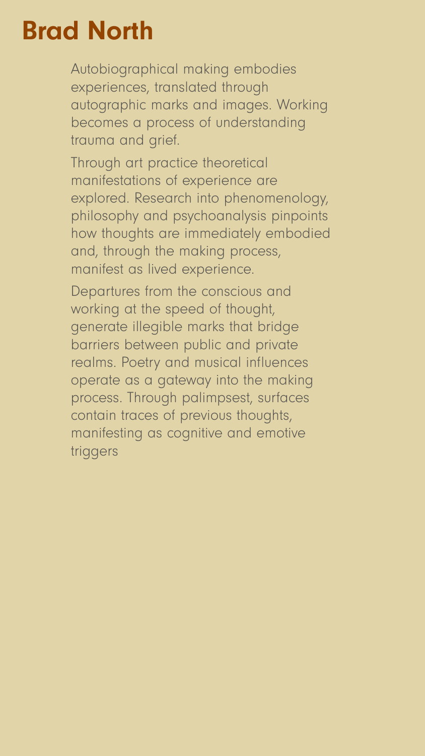# Brad North

Autobiographical making embodies experiences, translated through autographic marks and images. Working becomes a process of understanding trauma and grief.

Through art practice theoretical manifestations of experience are explored. Research into phenomenology, philosophy and psychoanalysis pinpoints how thoughts are immediately embodied and, through the making process, manifest as lived experience.

Departures from the conscious and working at the speed of thought, generate illegible marks that bridge barriers between public and private realms. Poetry and musical influences operate as a gateway into the making process. Through palimpsest, surfaces contain traces of previous thoughts, manifesting as cognitive and emotive triggers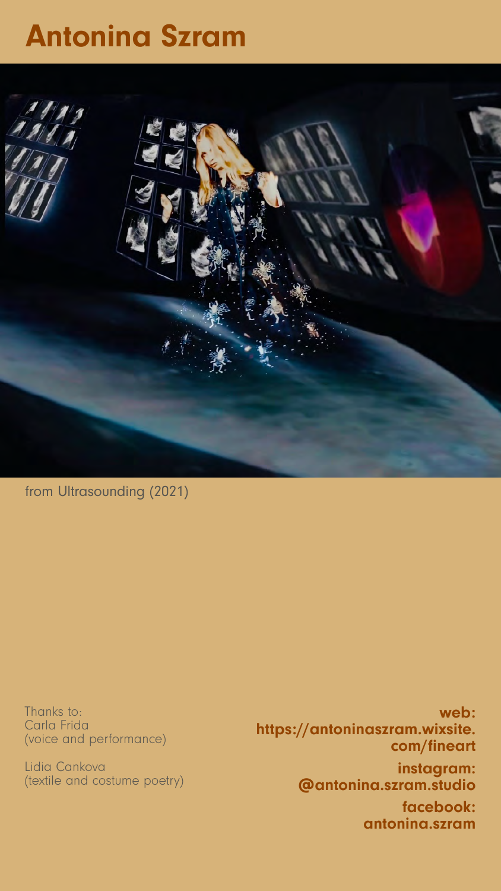# Antonina Szram

from Ultrasounding (2021)

Thanks to:
Carla Frida
(voice and performance)

Lidia Cankova
(textile and costume poetry)

**web:**
**https://antoninaszram.wixsite.com/fineart**

**instagram:**
**@antonina.szram.studio**

**facebook:**
**antonina.szram**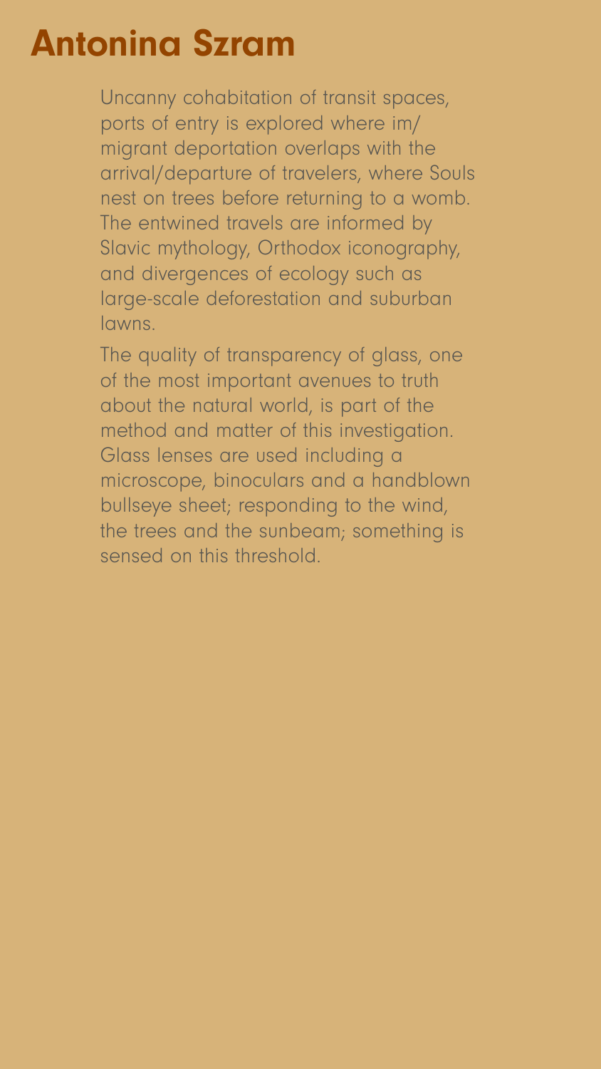# Antonina Szram

Uncanny cohabitation of transit spaces, ports of entry is explored where im/migrant deportation overlaps with the arrival/departure of travelers, where Souls nest on trees before returning to a womb. The entwined travels are informed by Slavic mythology, Orthodox iconography, and divergences of ecology such as large-scale deforestation and suburban lawns.

The quality of transparency of glass, one of the most important avenues to truth about the natural world, is part of the method and matter of this investigation. Glass lenses are used including a microscope, binoculars and a handblown bullseye sheet; responding to the wind, the trees and the sunbeam; something is sensed on this threshold.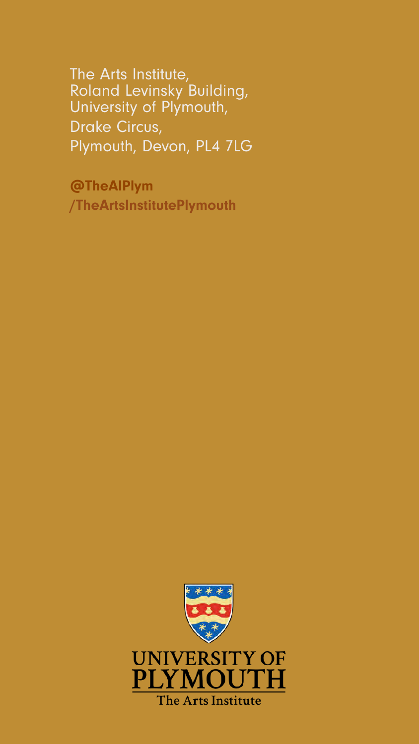The Arts Institute,
Roland Levinsky Building,
University of Plymouth,
Drake Circus,
Plymouth, Devon, PL4 7LG

**@TheAIPlym**
**/TheArtsInstitutePlymouth**

UNIVERSITY OF
PLYMOUTH
The Arts Institute